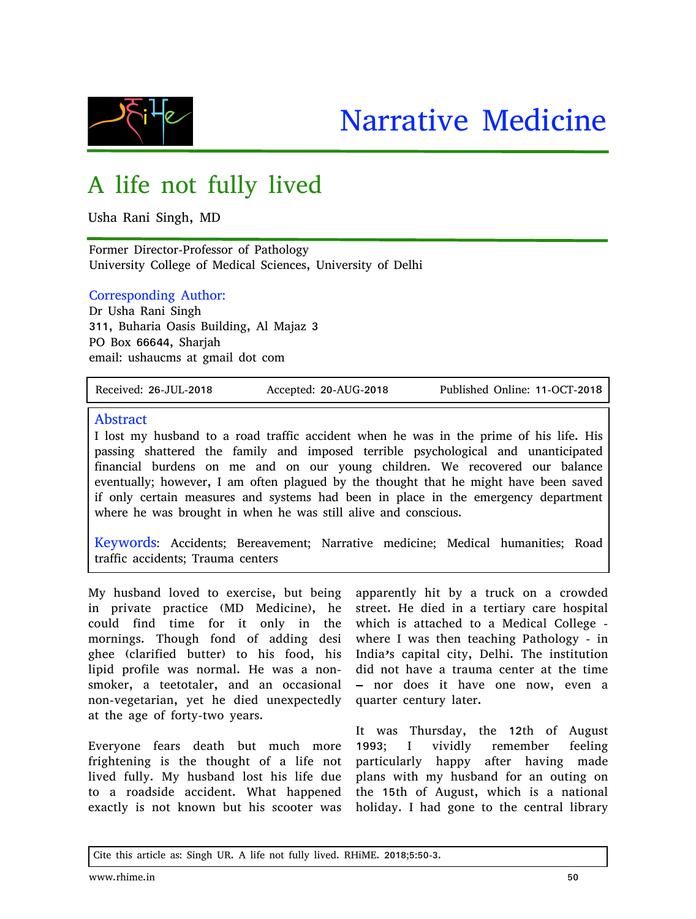Narrative Medicine

# A life not fully lived

Usha Rani Singh, MD

Former Director-Professor of Pathology
University College of Medical Sciences, University of Delhi

**Corresponding Author:**
Dr Usha Rani Singh
311, Buharia Oasis Building, Al Majaz 3
PO Box 66644, Sharjah
email: ushaucms at gmail dot com

Received: 26-JUL-2018 Accepted: 20-AUG-2018 Published Online: 11-OCT-2018

## Abstract

I lost my husband to a road traffic accident when he was in the prime of his life. His passing shattered the family and imposed terrible psychological and unanticipated financial burdens on me and on our young children. We recovered our balance eventually; however, I am often plagued by the thought that he might have been saved if only certain measures and systems had been in place in the emergency department where he was brought in when he was still alive and conscious.

**Keywords**: Accidents; Bereavement; Narrative medicine; Medical humanities; Road traffic accidents; Trauma centers

My husband loved to exercise, but being in private practice (MD Medicine), he could find time for it only in the mornings. Though fond of adding desi ghee (clarified butter) to his food, his lipid profile was normal. He was a non-smoker, a teetotaler, and an occasional non-vegetarian, yet he died unexpectedly at the age of forty-two years.

Everyone fears death but much more frightening is the thought of a life not lived fully. My husband lost his life due to a roadside accident. What happened exactly is not known but his scooter was apparently hit by a truck on a crowded street. He died in a tertiary care hospital which is attached to a Medical College - where I was then teaching Pathology - in India's capital city, Delhi. The institution did not have a trauma center at the time – nor does it have one now, even a quarter century later.

It was Thursday, the 12th of August 1993; I vividly remember feeling particularly happy after having made plans with my husband for an outing on the 15th of August, which is a national holiday. I had gone to the central library

Cite this article as: Singh UR. A life not fully lived. RHiME. 2018;5:50-3.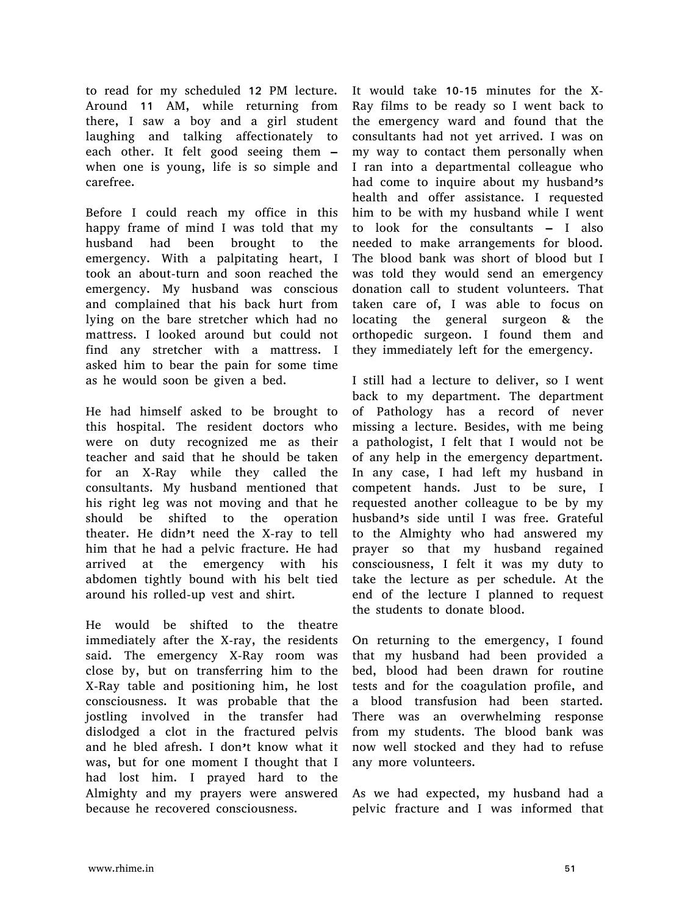to read for my scheduled 12 PM lecture. Around 11 AM, while returning from there, I saw a boy and a girl student laughing and talking affectionately to each other. It felt good seeing them – when one is young, life is so simple and carefree.

Before I could reach my office in this happy frame of mind I was told that my husband had been brought to the emergency. With a palpitating heart, I took an about-turn and soon reached the emergency. My husband was conscious and complained that his back hurt from lying on the bare stretcher which had no mattress. I looked around but could not find any stretcher with a mattress. I asked him to bear the pain for some time as he would soon be given a bed.

He had himself asked to be brought to this hospital. The resident doctors who were on duty recognized me as their teacher and said that he should be taken for an X-Ray while they called the consultants. My husband mentioned that his right leg was not moving and that he should be shifted to the operation theater. He didn't need the X-ray to tell him that he had a pelvic fracture. He had arrived at the emergency with his abdomen tightly bound with his belt tied around his rolled-up vest and shirt.

He would be shifted to the theatre immediately after the X-ray, the residents said. The emergency X-Ray room was close by, but on transferring him to the X-Ray table and positioning him, he lost consciousness. It was probable that the jostling involved in the transfer had dislodged a clot in the fractured pelvis and he bled afresh. I don't know what it was, but for one moment I thought that I had lost him. I prayed hard to the Almighty and my prayers were answered because he recovered consciousness.

It would take 10-15 minutes for the X-Ray films to be ready so I went back to the emergency ward and found that the consultants had not yet arrived. I was on my way to contact them personally when I ran into a departmental colleague who had come to inquire about my husband's health and offer assistance. I requested him to be with my husband while I went to look for the consultants – I also needed to make arrangements for blood. The blood bank was short of blood but I was told they would send an emergency donation call to student volunteers. That taken care of, I was able to focus on locating the general surgeon & the orthopedic surgeon. I found them and they immediately left for the emergency.

I still had a lecture to deliver, so I went back to my department. The department of Pathology has a record of never missing a lecture. Besides, with me being a pathologist, I felt that I would not be of any help in the emergency department. In any case, I had left my husband in competent hands. Just to be sure, I requested another colleague to be by my husband's side until I was free. Grateful to the Almighty who had answered my prayer so that my husband regained consciousness, I felt it was my duty to take the lecture as per schedule. At the end of the lecture I planned to request the students to donate blood.

On returning to the emergency, I found that my husband had been provided a bed, blood had been drawn for routine tests and for the coagulation profile, and a blood transfusion had been started. There was an overwhelming response from my students. The blood bank was now well stocked and they had to refuse any more volunteers.

As we had expected, my husband had a pelvic fracture and I was informed that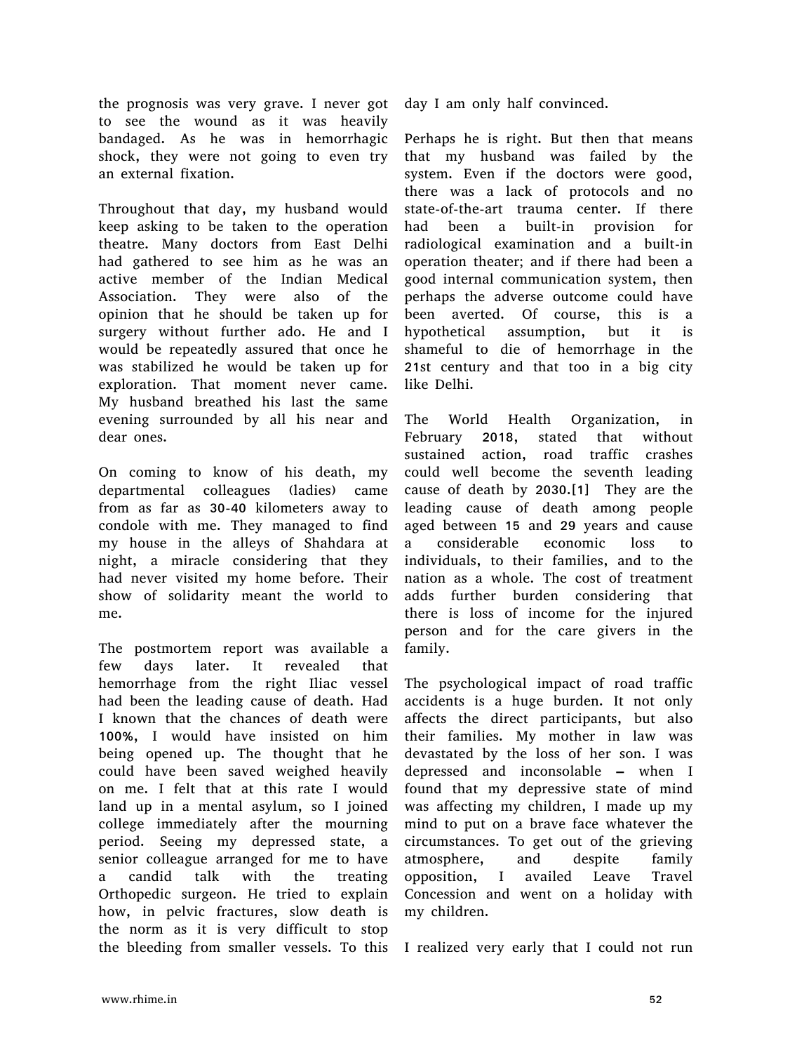the prognosis was very grave. I never got to see the wound as it was heavily bandaged. As he was in hemorrhagic shock, they were not going to even try an external fixation.

Throughout that day, my husband would keep asking to be taken to the operation theatre. Many doctors from East Delhi had gathered to see him as he was an active member of the Indian Medical Association. They were also of the opinion that he should be taken up for surgery without further ado. He and I would be repeatedly assured that once he was stabilized he would be taken up for exploration. That moment never came. My husband breathed his last the same evening surrounded by all his near and dear ones.

On coming to know of his death, my departmental colleagues (ladies) came from as far as 30-40 kilometers away to condole with me. They managed to find my house in the alleys of Shahdara at night, a miracle considering that they had never visited my home before. Their show of solidarity meant the world to me.

The postmortem report was available a few days later. It revealed that hemorrhage from the right Iliac vessel had been the leading cause of death. Had I known that the chances of death were 100%, I would have insisted on him being opened up. The thought that he could have been saved weighed heavily on me. I felt that at this rate I would land up in a mental asylum, so I joined college immediately after the mourning period. Seeing my depressed state, a senior colleague arranged for me to have a candid talk with the treating Orthopedic surgeon. He tried to explain how, in pelvic fractures, slow death is the norm as it is very difficult to stop the bleeding from smaller vessels. To this day I am only half convinced.

Perhaps he is right. But then that means that my husband was failed by the system. Even if the doctors were good, there was a lack of protocols and no state-of-the-art trauma center. If there had been a built-in provision for radiological examination and a built-in operation theater; and if there had been a good internal communication system, then perhaps the adverse outcome could have been averted. Of course, this is a hypothetical assumption, but it is shameful to die of hemorrhage in the 21st century and that too in a big city like Delhi.

The World Health Organization, in February 2018, stated that without sustained action, road traffic crashes could well become the seventh leading cause of death by 2030.[1] They are the leading cause of death among people aged between 15 and 29 years and cause a considerable economic loss to individuals, to their families, and to the nation as a whole. The cost of treatment adds further burden considering that there is loss of income for the injured person and for the care givers in the family.

The psychological impact of road traffic accidents is a huge burden. It not only affects the direct participants, but also their families. My mother in law was devastated by the loss of her son. I was depressed and inconsolable – when I found that my depressive state of mind was affecting my children, I made up my mind to put on a brave face whatever the circumstances. To get out of the grieving atmosphere, and despite family opposition, I availed Leave Travel Concession and went on a holiday with my children.

I realized very early that I could not run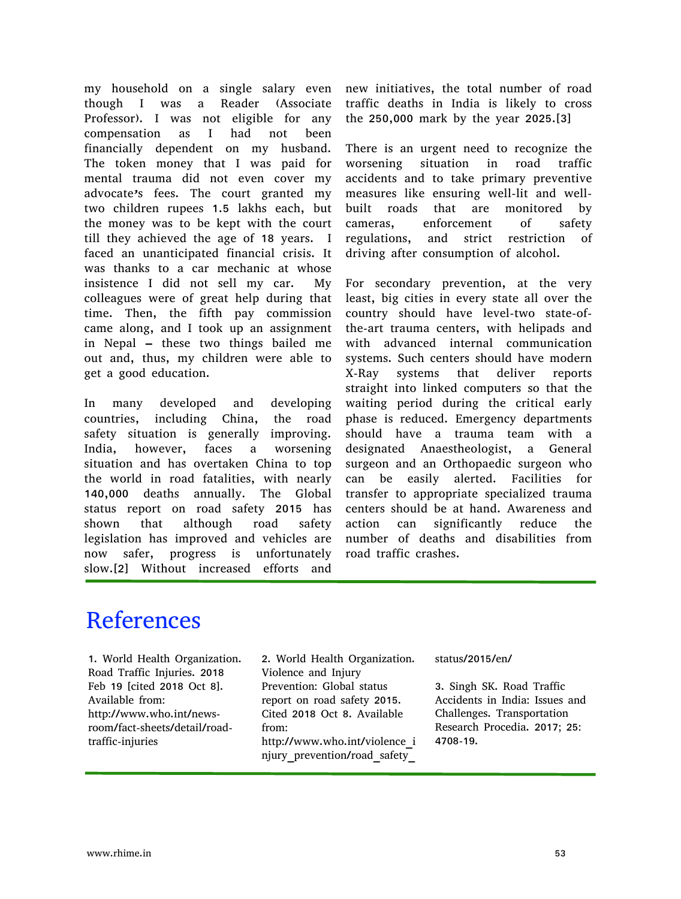my household on a single salary even though I was a Reader (Associate Professor). I was not eligible for any compensation as I had not been financially dependent on my husband. The token money that I was paid for mental trauma did not even cover my advocate's fees. The court granted my two children rupees 1.5 lakhs each, but the money was to be kept with the court till they achieved the age of 18 years. I faced an unanticipated financial crisis. It was thanks to a car mechanic at whose insistence I did not sell my car. My colleagues were of great help during that time. Then, the fifth pay commission came along, and I took up an assignment in Nepal – these two things bailed me out and, thus, my children were able to get a good education.

In many developed and developing countries, including China, the road safety situation is generally improving. India, however, faces a worsening situation and has overtaken China to top the world in road fatalities, with nearly 140,000 deaths annually. The Global status report on road safety 2015 has shown that although road safety legislation has improved and vehicles are now safer, progress is unfortunately slow.[2] Without increased efforts and new initiatives, the total number of road traffic deaths in India is likely to cross the 250,000 mark by the year 2025.[3]

There is an urgent need to recognize the worsening situation in road traffic accidents and to take primary preventive measures like ensuring well-lit and well-built roads that are monitored by cameras, enforcement of safety regulations, and strict restriction of driving after consumption of alcohol.

For secondary prevention, at the very least, big cities in every state all over the country should have level-two state-of-the-art trauma centers, with helipads and with advanced internal communication systems. Such centers should have modern X-Ray systems that deliver reports straight into linked computers so that the waiting period during the critical early phase is reduced. Emergency departments should have a trauma team with a designated Anaestheologist, a General surgeon and an Orthopaedic surgeon who can be easily alerted. Facilities for transfer to appropriate specialized trauma centers should be at hand. Awareness and action can significantly reduce the number of deaths and disabilities from road traffic crashes.

# References

1. World Health Organization. Road Traffic Injuries. 2018 Feb 19 [cited 2018 Oct 8]. Available from: http://www.who.int/news-room/fact-sheets/detail/road-traffic-injuries

2. World Health Organization. Violence and Injury Prevention: Global status report on road safety 2015. Cited 2018 Oct 8. Available from: http://www.who.int/violence_injury_prevention/road_safety_status/2015/en/

3. Singh SK. Road Traffic Accidents in India: Issues and Challenges. Transportation Research Procedia. 2017; 25: 4708-19.